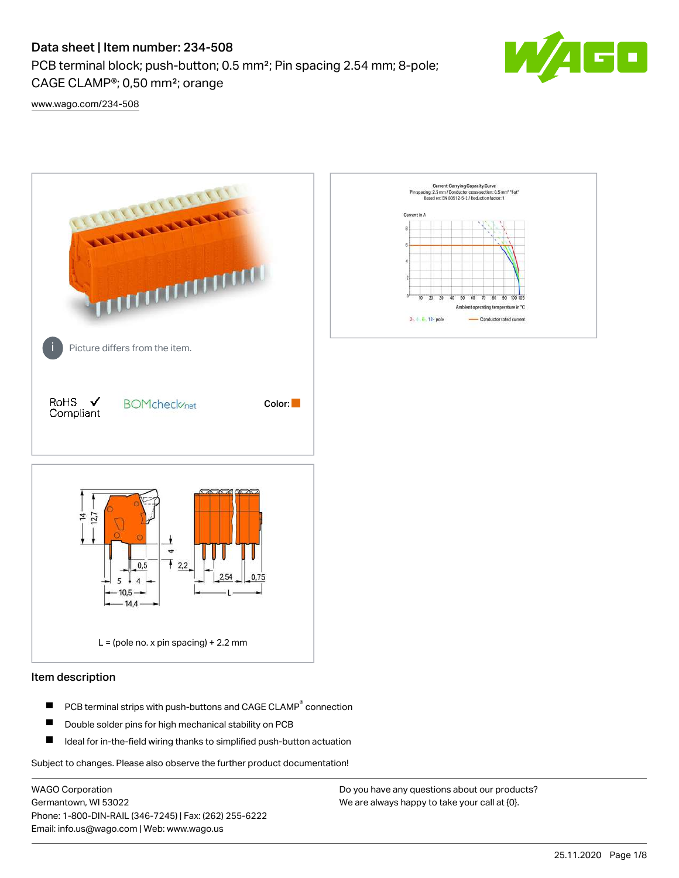# Data sheet | Item number: 234-508

PCB terminal block; push-button; 0.5 mm²; Pin spacing 2.54 mm; 8-pole; CAGE CLAMP®; 0,50 mm²; orange

www.wago.com/234-508

Picture differs from the item.

RoHS Compliant ✓

BOMcheck.net

Color:

L = (pole no. x pin spacing) + 2.2 mm

## Item description

- PCB terminal strips with push-buttons and CAGE CLAMP® connection
- Double solder pins for high mechanical stability on PCB
- Ideal for in-the-field wiring thanks to simplified push-button actuation

Subject to changes. Please also observe the further product documentation!

WAGO Corporation
Germantown, WI 53022
Phone: 1-800-DIN-RAIL (346-7245) | Fax: (262) 255-6222
Email: info.us@wago.com | Web: www.wago.us

Do you have any questions about our products?
We are always happy to take your call at {0}.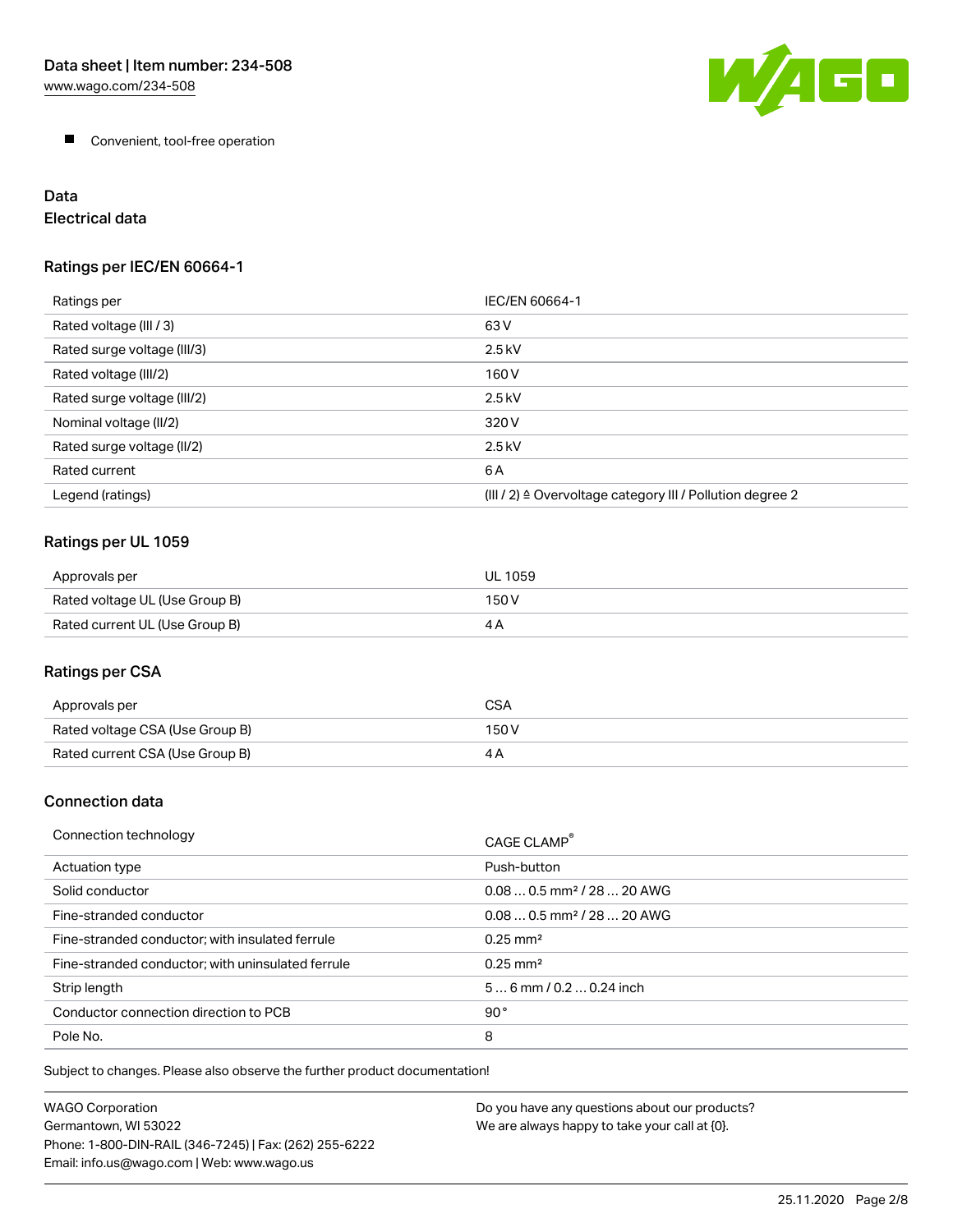- Convenient, tool-free operation

## Data
### Electrical data

### Ratings per IEC/EN 60664-1

| Ratings per | IEC/EN 60664-1 |
|---|---|
| Rated voltage (III / 3) | 63 V |
| Rated surge voltage (III/3) | 2.5 kV |
| Rated voltage (III/2) | 160 V |
| Rated surge voltage (III/2) | 2.5 kV |
| Nominal voltage (II/2) | 320 V |
| Rated surge voltage (II/2) | 2.5 kV |
| Rated current | 6 A |
| Legend (ratings) | (III / 2) ≙ Overvoltage category III / Pollution degree 2 |

### Ratings per UL 1059

| Approvals per | UL 1059 |
|---|---|
| Rated voltage UL (Use Group B) | 150 V |
| Rated current UL (Use Group B) | 4 A |

### Ratings per CSA

| Approvals per | CSA |
|---|---|
| Rated voltage CSA (Use Group B) | 150 V |
| Rated current CSA (Use Group B) | 4 A |

### Connection data

| Connection technology | CAGE CLAMP® |
|---|---|
| Actuation type | Push-button |
| Solid conductor | 0.08 … 0.5 mm² / 28 … 20 AWG |
| Fine-stranded conductor | 0.08 … 0.5 mm² / 28 … 20 AWG |
| Fine-stranded conductor; with insulated ferrule | 0.25 mm² |
| Fine-stranded conductor; with uninsulated ferrule | 0.25 mm² |
| Strip length | 5 … 6 mm / 0.2 … 0.24 inch |
| Conductor connection direction to PCB | 90° |
| Pole No. | 8 |

Subject to changes. Please also observe the further product documentation!

WAGO Corporation
Germantown, WI 53022
Phone: 1-800-DIN-RAIL (346-7245) | Fax: (262) 255-6222
Email: info.us@wago.com | Web: www.wago.us

Do you have any questions about our products?
We are always happy to take your call at {0}.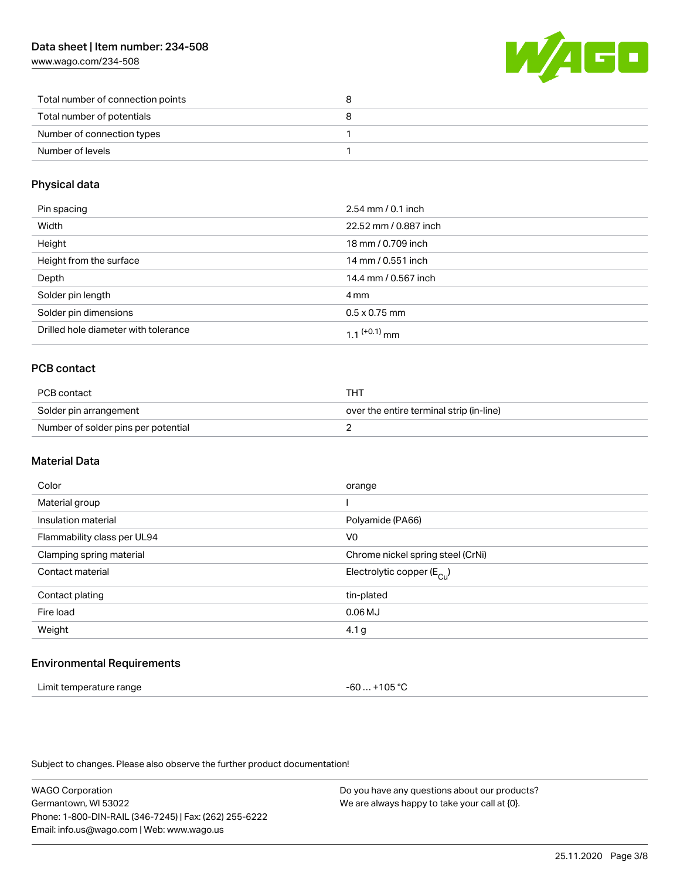| | |
|---|---|
| Total number of connection points | 8 |
| Total number of potentials | 8 |
| Number of connection types | 1 |
| Number of levels | 1 |

## Physical data

| | |
|---|---|
| Pin spacing | 2.54 mm / 0.1 inch |
| Width | 22.52 mm / 0.887 inch |
| Height | 18 mm / 0.709 inch |
| Height from the surface | 14 mm / 0.551 inch |
| Depth | 14.4 mm / 0.567 inch |
| Solder pin length | 4 mm |
| Solder pin dimensions | 0.5 x 0.75 mm |
| Drilled hole diameter with tolerance | $1.1^{(+0.1)}$ mm |

## PCB contact

| | |
|---|---|
| PCB contact | THT |
| Solder pin arrangement | over the entire terminal strip (in-line) |
| Number of solder pins per potential | 2 |

## Material Data

| | |
|---|---|
| Color | orange |
| Material group | I |
| Insulation material | Polyamide (PA66) |
| Flammability class per UL94 | V0 |
| Clamping spring material | Chrome nickel spring steel (CrNi) |
| Contact material | Electrolytic copper ($E_{Cu}$) |
| Contact plating | tin-plated |
| Fire load | 0.06 MJ |
| Weight | 4.1 g |

## Environmental Requirements

| | |
|---|---|
| Limit temperature range | -60 … +105 °C |

Subject to changes. Please also observe the further product documentation!

WAGO Corporation
Germantown, WI 53022
Phone: 1-800-DIN-RAIL (346-7245) | Fax: (262) 255-6222
Email: info.us@wago.com | Web: www.wago.us

Do you have any questions about our products?
We are always happy to take your call at {0}.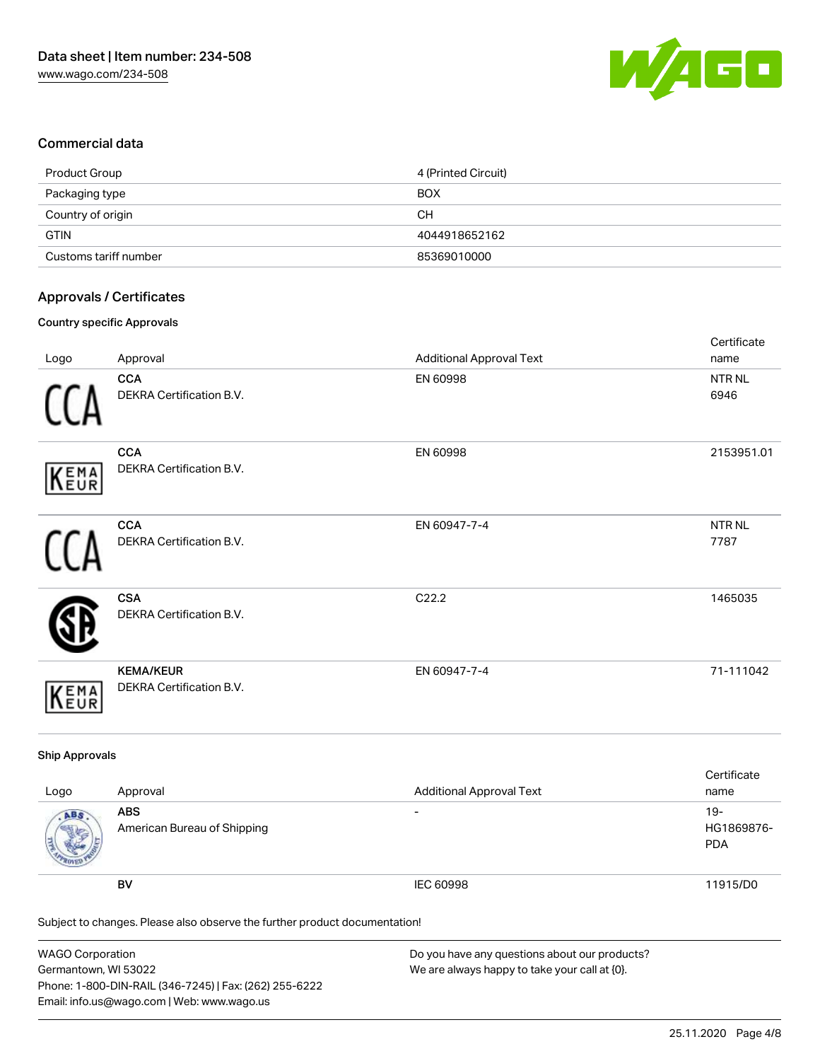## Commercial data

| Product Group | 4 (Printed Circuit) |
| --- | --- |
| Packaging type | BOX |
| Country of origin | CH |
| GTIN | 4044918652162 |
| Customs tariff number | 85369010000 |

## Approvals / Certificates

### Country specific Approvals

| Logo | Approval | Additional Approval Text | Certificate name |
| --- | --- | --- | --- |
| | **CCA** DEKRA Certification B.V. | EN 60998 | NTR NL 6946 |
| | **CCA** DEKRA Certification B.V. | EN 60998 | 2153951.01 |
| | **CCA** DEKRA Certification B.V. | EN 60947-7-4 | NTR NL 7787 |
| | **CSA** DEKRA Certification B.V. | C22.2 | 1465035 |
| | **KEMA/KEUR** DEKRA Certification B.V. | EN 60947-7-4 | 71-111042 |

### Ship Approvals

| Logo | Approval | Additional Approval Text | Certificate name |
| --- | --- | --- | --- |
| | **ABS** American Bureau of Shipping | - | 19-HG1869876-PDA |
| | **BV** | IEC 60998 | 11915/D0 |

Subject to changes. Please also observe the further product documentation!

WAGO Corporation
Germantown, WI 53022
Phone: 1-800-DIN-RAIL (346-7245) | Fax: (262) 255-6222
Email: info.us@wago.com | Web: www.wago.us

Do you have any questions about our products?
We are always happy to take your call at {0}.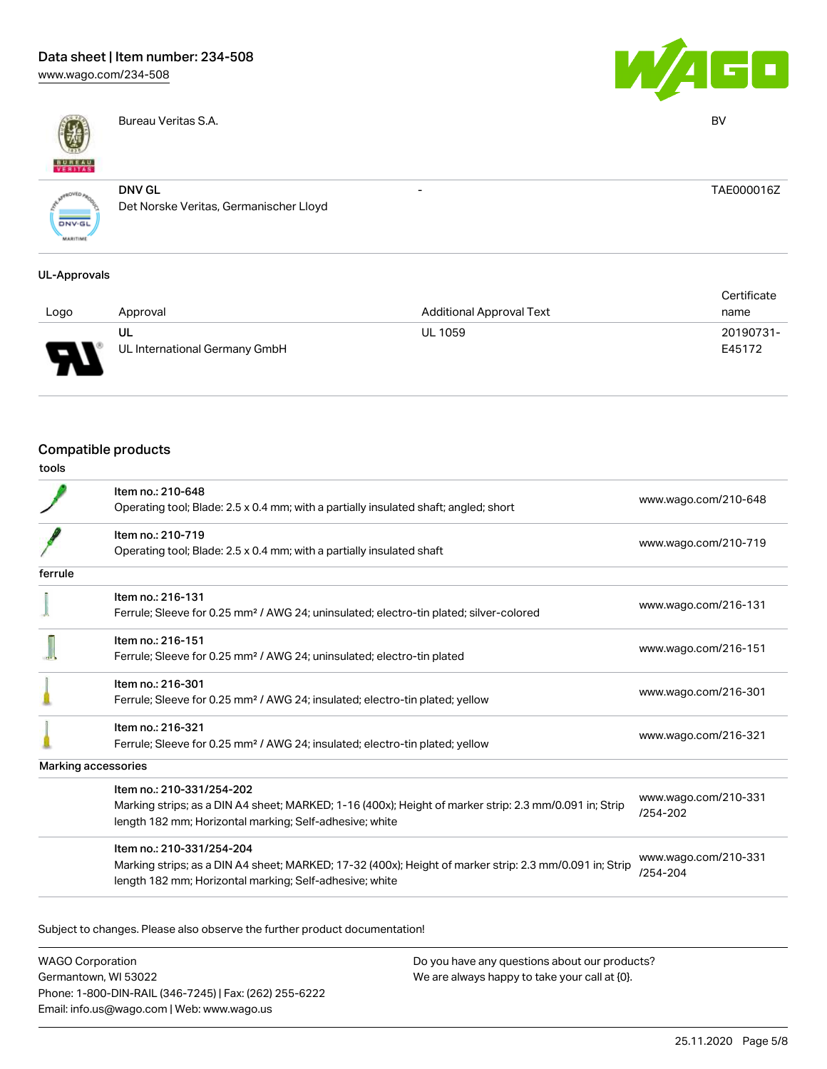| | | | |
|---|---|---|---|
| | Bureau Veritas S.A. | | BV |
| | DNV GL<br>Det Norske Veritas, Germanischer Lloyd | - | TAE000016Z |

**UL-Approvals**

| Logo | Approval | Additional Approval Text | Certificate name |
|---|---|---|---|
| | UL<br>UL International Germany GmbH | UL 1059 | 20190731-E45172 |

## Compatible products

**tools**

| | | |
|---|---|---|
| | Item no.: 210-648<br>Operating tool; Blade: 2.5 x 0.4 mm; with a partially insulated shaft; angled; short | www.wago.com/210-648 |
| | Item no.: 210-719<br>Operating tool; Blade: 2.5 x 0.4 mm; with a partially insulated shaft | www.wago.com/210-719 |

**ferrule**

| | | |
|---|---|---|
| | Item no.: 216-131<br>Ferrule; Sleeve for 0.25 mm² / AWG 24; uninsulated; electro-tin plated; silver-colored | www.wago.com/216-131 |
| | Item no.: 216-151<br>Ferrule; Sleeve for 0.25 mm² / AWG 24; uninsulated; electro-tin plated | www.wago.com/216-151 |
| | Item no.: 216-301<br>Ferrule; Sleeve for 0.25 mm² / AWG 24; insulated; electro-tin plated; yellow | www.wago.com/216-301 |
| | Item no.: 216-321<br>Ferrule; Sleeve for 0.25 mm² / AWG 24; insulated; electro-tin plated; yellow | www.wago.com/216-321 |

**Marking accessories**

| | | |
|---|---|---|
| | Item no.: 210-331/254-202<br>Marking strips; as a DIN A4 sheet; MARKED; 1-16 (400x); Height of marker strip: 2.3 mm/0.091 in; Strip length 182 mm; Horizontal marking; Self-adhesive; white | www.wago.com/210-331/254-202 |
| | Item no.: 210-331/254-204<br>Marking strips; as a DIN A4 sheet; MARKED; 17-32 (400x); Height of marker strip: 2.3 mm/0.091 in; Strip length 182 mm; Horizontal marking; Self-adhesive; white | www.wago.com/210-331/254-204 |

Subject to changes. Please also observe the further product documentation!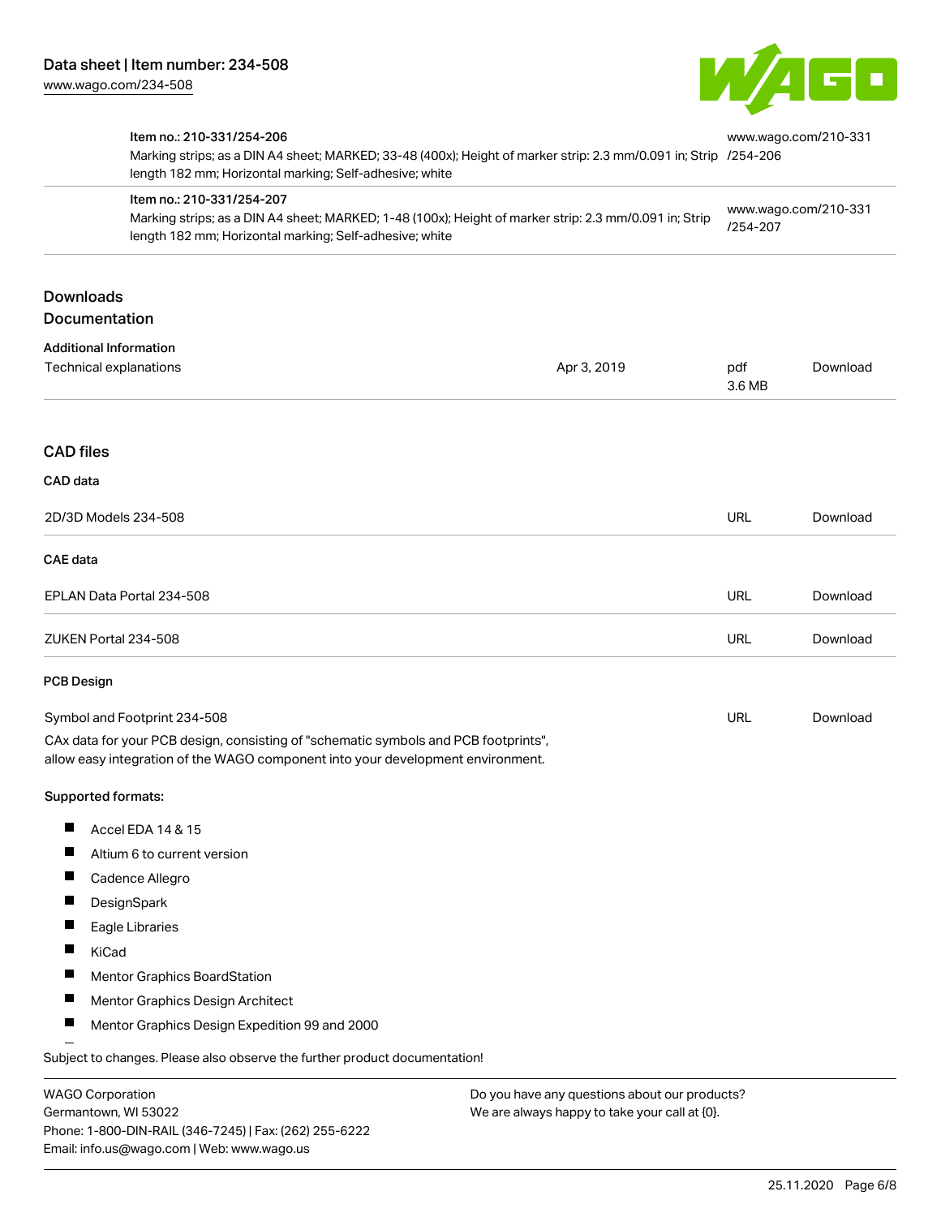| | |
|---|---|
| **Item no.: 210-331/254-206**<br>Marking strips; as a DIN A4 sheet; MARKED; 33-48 (400x); Height of marker strip: 2.3 mm/0.091 in; Strip length 182 mm; Horizontal marking; Self-adhesive; white | www.wago.com/210-331/254-206 |
| **Item no.: 210-331/254-207**<br>Marking strips; as a DIN A4 sheet; MARKED; 1-48 (100x); Height of marker strip: 2.3 mm/0.091 in; Strip length 182 mm; Horizontal marking; Self-adhesive; white | www.wago.com/210-331/254-207 |

## Downloads
## Documentation

**Additional Information**

| | | | |
|---|---|---|---|
| Technical explanations | Apr 3, 2019 | pdf 3.6 MB | Download |

## CAD files

**CAD data**

| | | |
|---|---|---|
| 2D/3D Models 234-508 | URL | Download |

**CAE data**

| | | |
|---|---|---|
| EPLAN Data Portal 234-508 | URL | Download |
| ZUKEN Portal 234-508 | URL | Download |

**PCB Design**

| | | |
|---|---|---|
| Symbol and Footprint 234-508 | URL | Download |

CAx data for your PCB design, consisting of "schematic symbols and PCB footprints", allow easy integration of the WAGO component into your development environment.

**Supported formats:**

- Accel EDA 14 & 15
- Altium 6 to current version
- Cadence Allegro
- DesignSpark
- Eagle Libraries
- KiCad
- Mentor Graphics BoardStation
- Mentor Graphics Design Architect
- Mentor Graphics Design Expedition 99 and 2000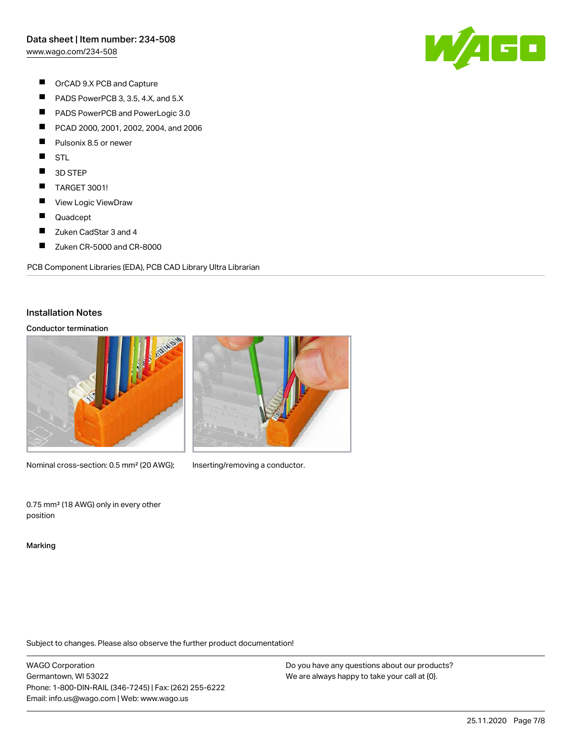- OrCAD 9.X PCB and Capture
- PADS PowerPCB 3, 3.5, 4.X, and 5.X
- PADS PowerPCB and PowerLogic 3.0
- PCAD 2000, 2001, 2002, 2004, and 2006
- Pulsonix 8.5 or newer
- STL
- 3D STEP
- TARGET 3001!
- View Logic ViewDraw
- Quadcept
- Zuken CadStar 3 and 4
- Zuken CR-5000 and CR-8000

PCB Component Libraries (EDA), PCB CAD Library Ultra Librarian

## Installation Notes

### Conductor termination

Nominal cross-section: 0.5 mm² (20 AWG); 0.75 mm² (18 AWG) only in every other position

Inserting/removing a conductor.

### Marking

Subject to changes. Please also observe the further product documentation!

WAGO Corporation
Germantown, WI 53022
Phone: 1-800-DIN-RAIL (346-7245) | Fax: (262) 255-6222
Email: info.us@wago.com | Web: www.wago.us

Do you have any questions about our products?
We are always happy to take your call at {0}.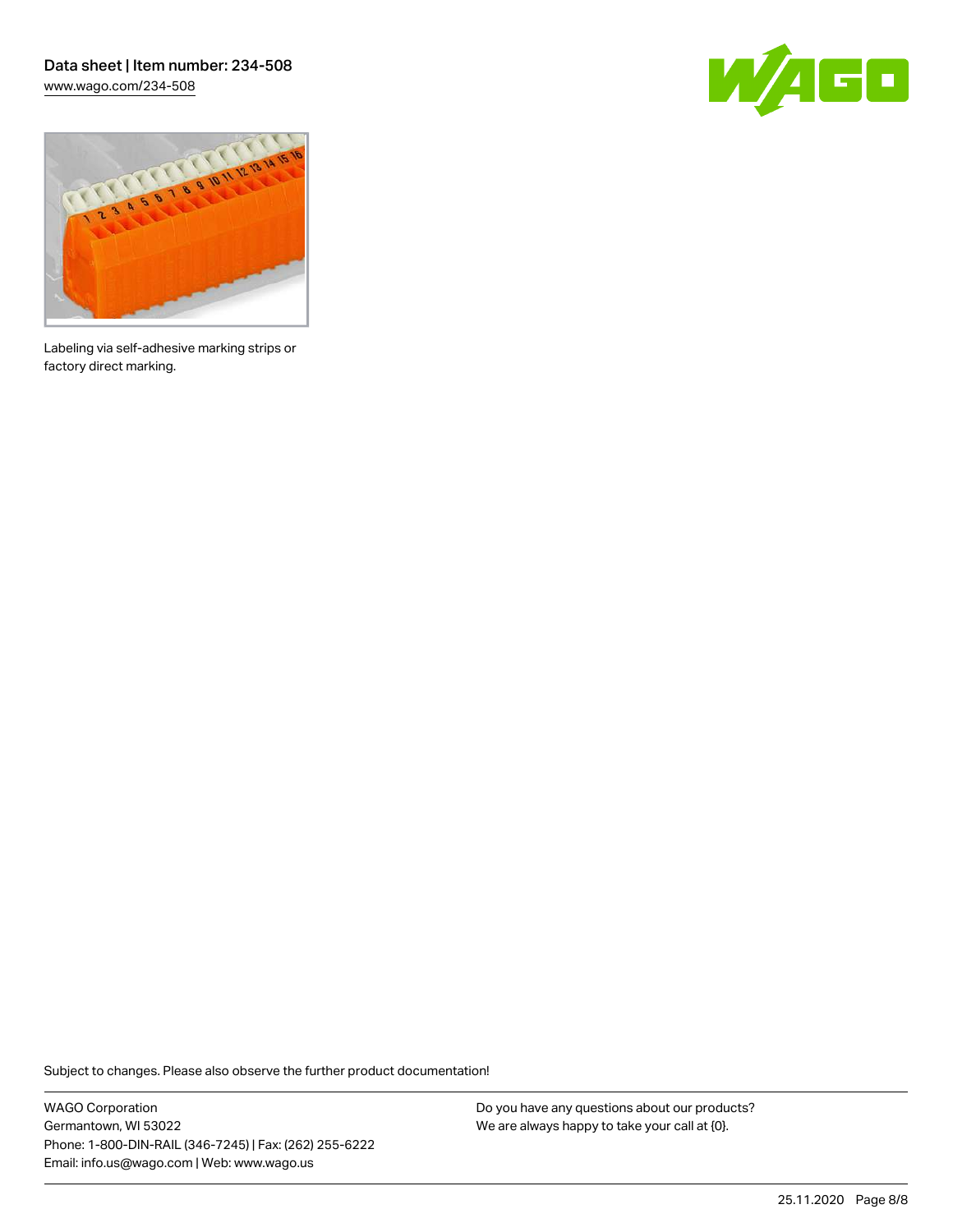Labeling via self-adhesive marking strips or factory direct marking.

Subject to changes. Please also observe the further product documentation!

WAGO Corporation
Germantown, WI 53022
Phone: 1-800-DIN-RAIL (346-7245) | Fax: (262) 255-6222
Email: info.us@wago.com | Web: www.wago.us

Do you have any questions about our products?
We are always happy to take your call at {0}.